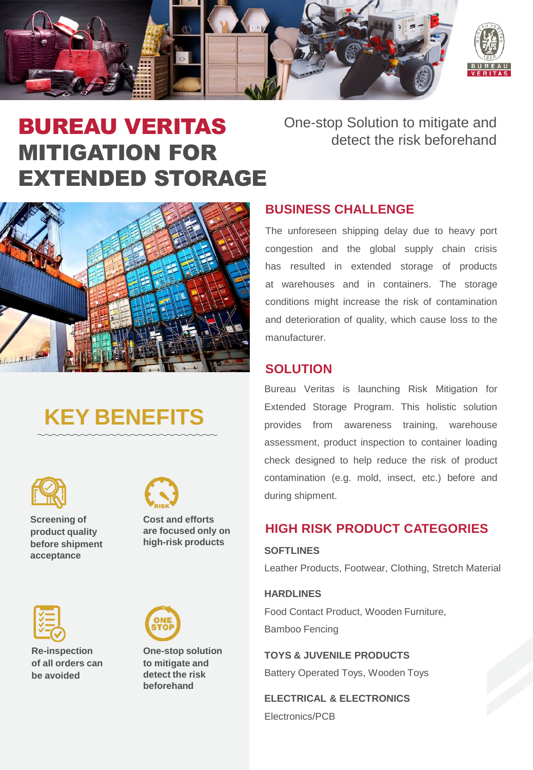# BUREAU VERITAS MITIGATION FOR EXTENDED STORAGE

One-stop Solution to mitigate and detect the risk beforehand

## BUSINESS CHALLENGE

The unforeseen shipping delay due to heavy port congestion and the global supply chain crisis has resulted in extended storage of products at warehouses and in containers. The storage conditions might increase the risk of contamination and deterioration of quality, which cause loss to the manufacturer.

## SOLUTION

Bureau Veritas is launching Risk Mitigation for Extended Storage Program. This holistic solution provides from awareness training, warehouse assessment, product inspection to container loading check designed to help reduce the risk of product contamination (e.g. mold, insect, etc.) before and during shipment.

## HIGH RISK PRODUCT CATEGORIES

**SOFTLINES**

Leather Products, Footwear, Clothing, Stretch Material

**HARDLINES**

Food Contact Product, Wooden Furniture, Bamboo Fencing

**TOYS & JUVENILE PRODUCTS**

Battery Operated Toys, Wooden Toys

**ELECTRICAL & ELECTRONICS**

Electronics/PCB

## KEY BENEFITS

- **Screening of product quality before shipment acceptance**
- **Cost and efforts are focused only on high-risk products**
- **Re-inspection of all orders can be avoided**
- **One-stop solution to mitigate and detect the risk beforehand**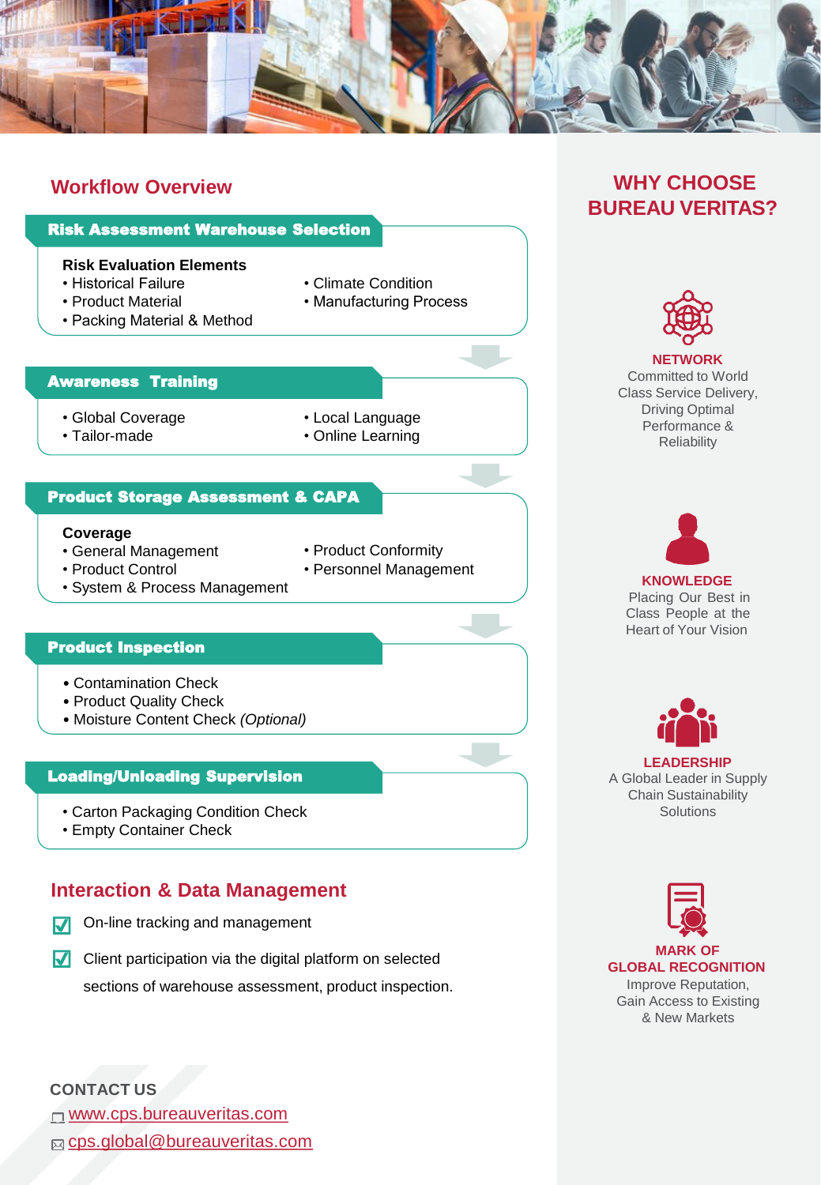## Workflow Overview

### Risk Assessment Warehouse Selection

**Risk Evaluation Elements**

- Historical Failure
- Product Material
- Packing Material & Method
- Climate Condition
- Manufacturing Process

### Awareness Training

- Global Coverage
- Tailor-made
- Local Language
- Online Learning

### Product Storage Assessment & CAPA

**Coverage**

- General Management
- Product Control
- System & Process Management
- Product Conformity
- Personnel Management

### Product Inspection

- Contamination Check
- Product Quality Check
- Moisture Content Check *(Optional)*

### Loading/Unloading Supervision

- Carton Packaging Condition Check
- Empty Container Check

## Interaction & Data Management

- ☑ On-line tracking and management
- ☑ Client participation via the digital platform on selected sections of warehouse assessment, product inspection.

**CONTACT US**

www.cps.bureauveritas.com

cps.global@bureauveritas.com

## WHY CHOOSE BUREAU VERITAS?

**NETWORK**
Committed to World Class Service Delivery, Driving Optimal Performance & Reliability

**KNOWLEDGE**
Placing Our Best in Class People at the Heart of Your Vision

**LEADERSHIP**
A Global Leader in Supply Chain Sustainability Solutions

**MARK OF GLOBAL RECOGNITION**
Improve Reputation, Gain Access to Existing & New Markets